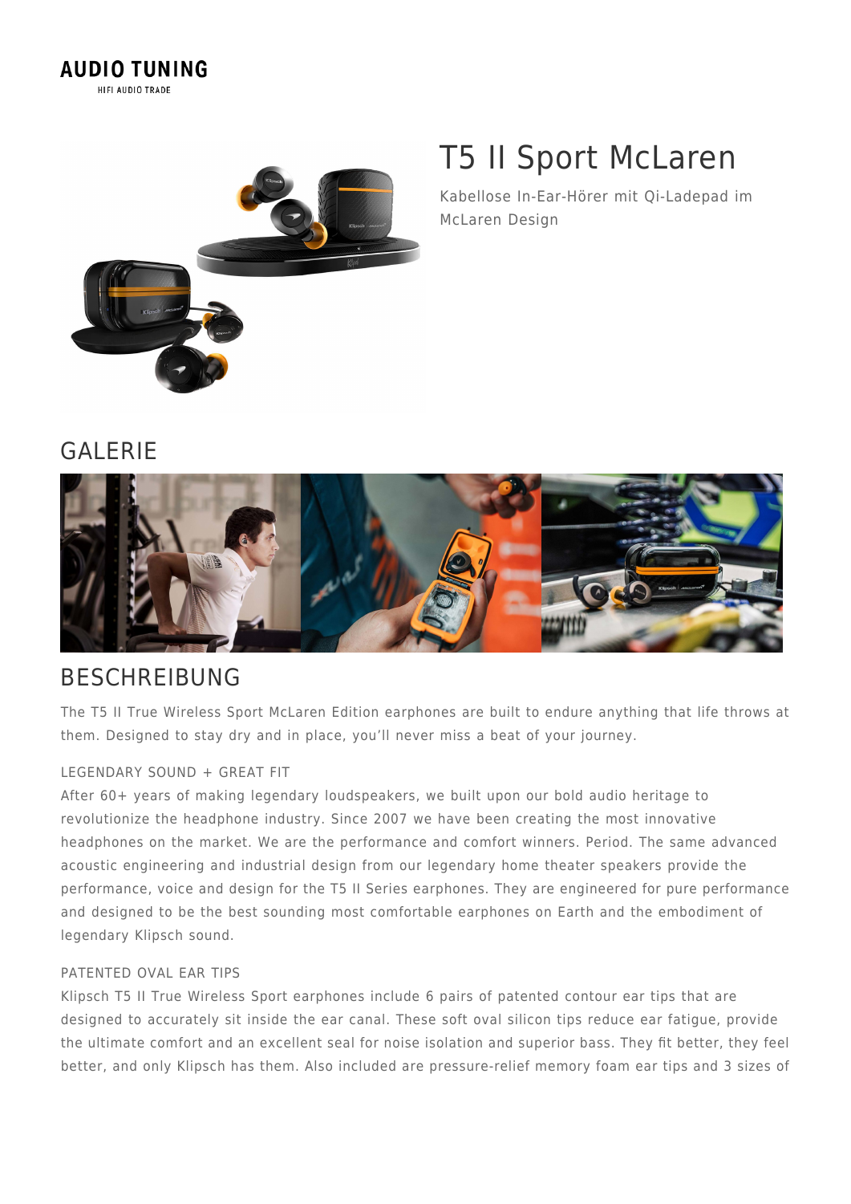AUDIO TUNING

HIFI AUDIO TRADE

# T5 II Sport McLaren

Kabellose In-Ear-Hörer mit Qi-Ladepad im McLaren Design

## GALERIE

## BESCHREIBUNG

The T5 II True Wireless Sport McLaren Edition earphones are built to endure anything that life throws at them. Designed to stay dry and in place, you'll never miss a beat of your journey.

### LEGENDARY SOUND + GREAT FIT

After 60+ years of making legendary loudspeakers, we built upon our bold audio heritage to revolutionize the headphone industry. Since 2007 we have been creating the most innovative headphones on the market. We are the performance and comfort winners. Period. The same advanced acoustic engineering and industrial design from our legendary home theater speakers provide the performance, voice and design for the T5 II Series earphones. They are engineered for pure performance and designed to be the best sounding most comfortable earphones on Earth and the embodiment of legendary Klipsch sound.

### PATENTED OVAL EAR TIPS

Klipsch T5 II True Wireless Sport earphones include 6 pairs of patented contour ear tips that are designed to accurately sit inside the ear canal. These soft oval silicon tips reduce ear fatigue, provide the ultimate comfort and an excellent seal for noise isolation and superior bass. They fit better, they feel better, and only Klipsch has them. Also included are pressure-relief memory foam ear tips and 3 sizes of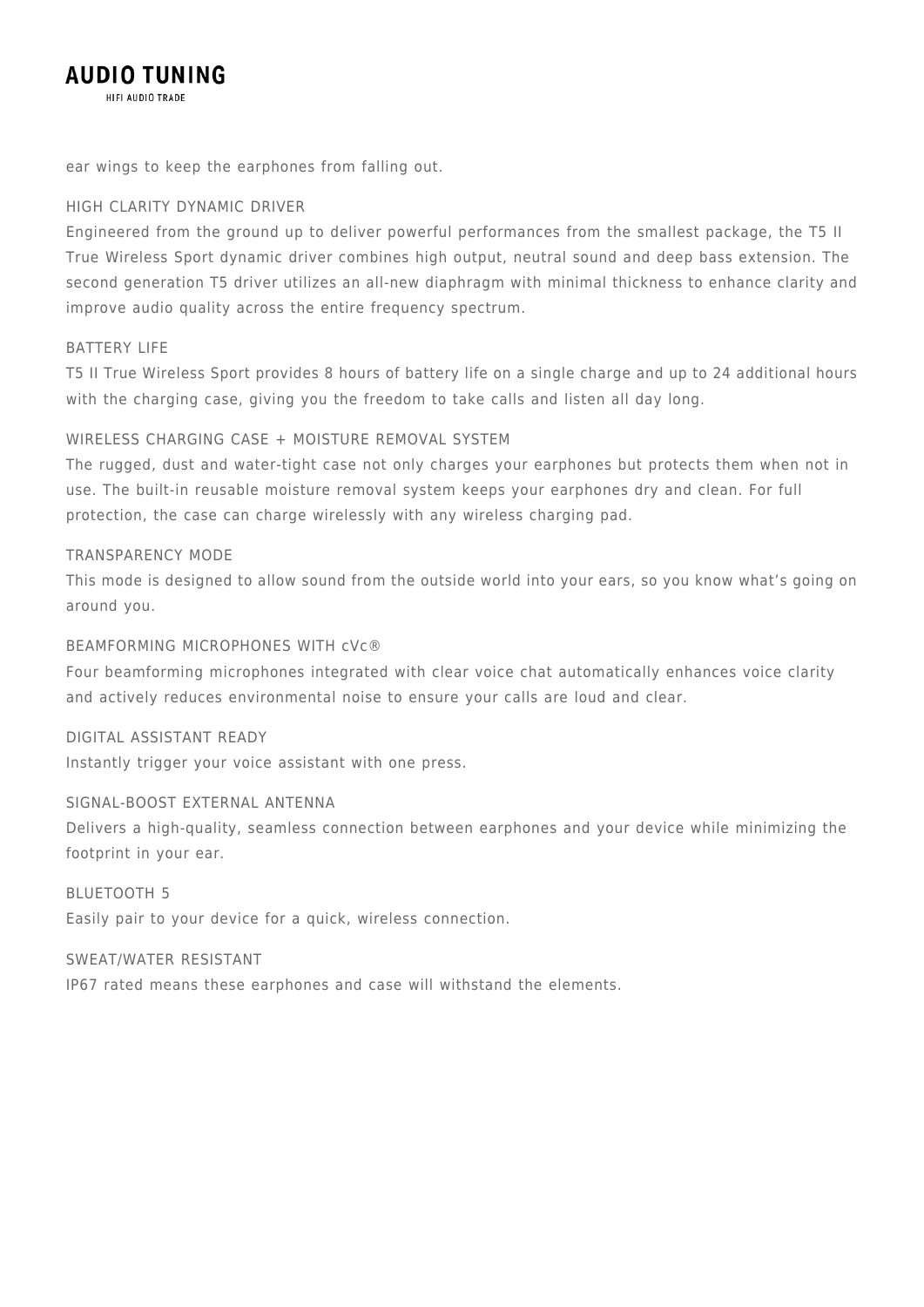ear wings to keep the earphones from falling out.

### HIGH CLARITY DYNAMIC DRIVER

Engineered from the ground up to deliver powerful performances from the smallest package, the T5 II True Wireless Sport dynamic driver combines high output, neutral sound and deep bass extension. The second generation T5 driver utilizes an all-new diaphragm with minimal thickness to enhance clarity and improve audio quality across the entire frequency spectrum.

### BATTERY LIFE

T5 II True Wireless Sport provides 8 hours of battery life on a single charge and up to 24 additional hours with the charging case, giving you the freedom to take calls and listen all day long.

### WIRELESS CHARGING CASE + MOISTURE REMOVAL SYSTEM

The rugged, dust and water-tight case not only charges your earphones but protects them when not in use. The built-in reusable moisture removal system keeps your earphones dry and clean. For full protection, the case can charge wirelessly with any wireless charging pad.

### TRANSPARENCY MODE

This mode is designed to allow sound from the outside world into your ears, so you know what's going on around you.

### BEAMFORMING MICROPHONES WITH cVc®

Four beamforming microphones integrated with clear voice chat automatically enhances voice clarity and actively reduces environmental noise to ensure your calls are loud and clear.

### DIGITAL ASSISTANT READY

Instantly trigger your voice assistant with one press.

### SIGNAL-BOOST EXTERNAL ANTENNA

Delivers a high-quality, seamless connection between earphones and your device while minimizing the footprint in your ear.

### BLUETOOTH 5

Easily pair to your device for a quick, wireless connection.

### SWEAT/WATER RESISTANT

IP67 rated means these earphones and case will withstand the elements.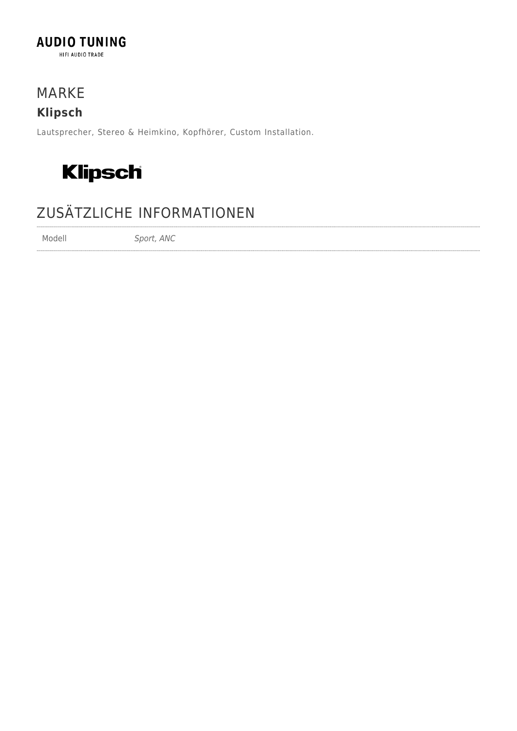## MARKE

**Klipsch**

Lautsprecher, Stereo & Heimkino, Kopfhörer, Custom Installation.

## ZUSÄTZLICHE INFORMATIONEN

| | |
|---|---|
| Modell | *Sport, ANC* |